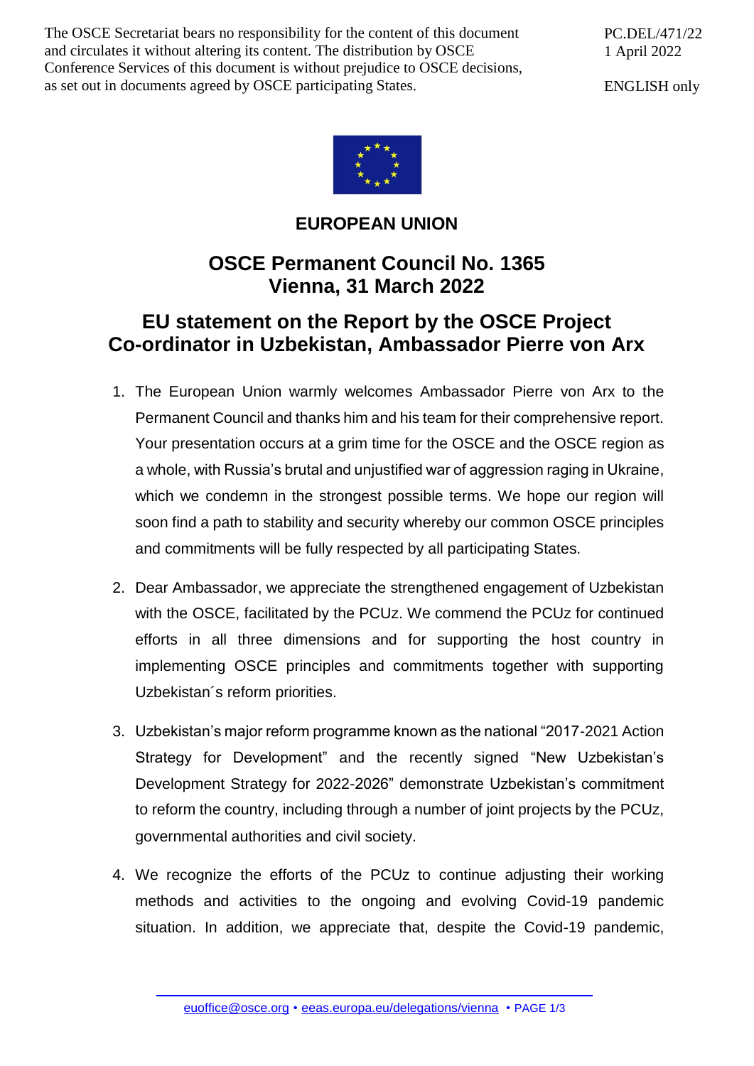The OSCE Secretariat bears no responsibility for the content of this document and circulates it without altering its content. The distribution by OSCE Conference Services of this document is without prejudice to OSCE decisions, as set out in documents agreed by OSCE participating States.

PC.DEL/471/22
1 April 2022

ENGLISH only

**EUROPEAN UNION**

# OSCE Permanent Council No. 1365
# Vienna, 31 March 2022

## EU statement on the Report by the OSCE Project Co-ordinator in Uzbekistan, Ambassador Pierre von Arx

1. The European Union warmly welcomes Ambassador Pierre von Arx to the Permanent Council and thanks him and his team for their comprehensive report. Your presentation occurs at a grim time for the OSCE and the OSCE region as a whole, with Russia's brutal and unjustified war of aggression raging in Ukraine, which we condemn in the strongest possible terms. We hope our region will soon find a path to stability and security whereby our common OSCE principles and commitments will be fully respected by all participating States.

2. Dear Ambassador, we appreciate the strengthened engagement of Uzbekistan with the OSCE, facilitated by the PCUz. We commend the PCUz for continued efforts in all three dimensions and for supporting the host country in implementing OSCE principles and commitments together with supporting Uzbekistan´s reform priorities.

3. Uzbekistan's major reform programme known as the national "2017-2021 Action Strategy for Development" and the recently signed "New Uzbekistan's Development Strategy for 2022-2026" demonstrate Uzbekistan's commitment to reform the country, including through a number of joint projects by the PCUz, governmental authorities and civil society.

4. We recognize the efforts of the PCUz to continue adjusting their working methods and activities to the ongoing and evolving Covid-19 pandemic situation. In addition, we appreciate that, despite the Covid-19 pandemic,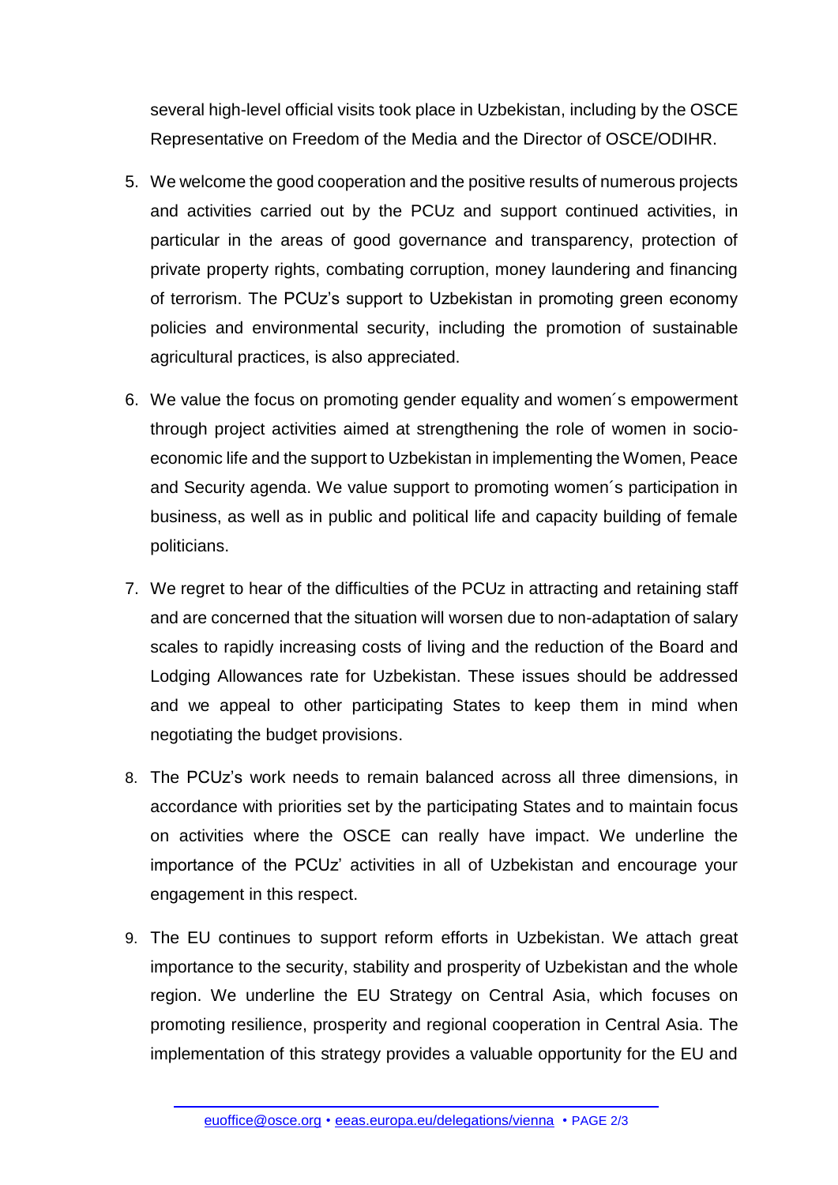several high-level official visits took place in Uzbekistan, including by the OSCE Representative on Freedom of the Media and the Director of OSCE/ODIHR.

5. We welcome the good cooperation and the positive results of numerous projects and activities carried out by the PCUz and support continued activities, in particular in the areas of good governance and transparency, protection of private property rights, combating corruption, money laundering and financing of terrorism. The PCUz's support to Uzbekistan in promoting green economy policies and environmental security, including the promotion of sustainable agricultural practices, is also appreciated.

6. We value the focus on promoting gender equality and women´s empowerment through project activities aimed at strengthening the role of women in socio-economic life and the support to Uzbekistan in implementing the Women, Peace and Security agenda. We value support to promoting women´s participation in business, as well as in public and political life and capacity building of female politicians.

7. We regret to hear of the difficulties of the PCUz in attracting and retaining staff and are concerned that the situation will worsen due to non-adaptation of salary scales to rapidly increasing costs of living and the reduction of the Board and Lodging Allowances rate for Uzbekistan. These issues should be addressed and we appeal to other participating States to keep them in mind when negotiating the budget provisions.

8. The PCUz's work needs to remain balanced across all three dimensions, in accordance with priorities set by the participating States and to maintain focus on activities where the OSCE can really have impact. We underline the importance of the PCUz' activities in all of Uzbekistan and encourage your engagement in this respect.

9. The EU continues to support reform efforts in Uzbekistan. We attach great importance to the security, stability and prosperity of Uzbekistan and the whole region. We underline the EU Strategy on Central Asia, which focuses on promoting resilience, prosperity and regional cooperation in Central Asia. The implementation of this strategy provides a valuable opportunity for the EU and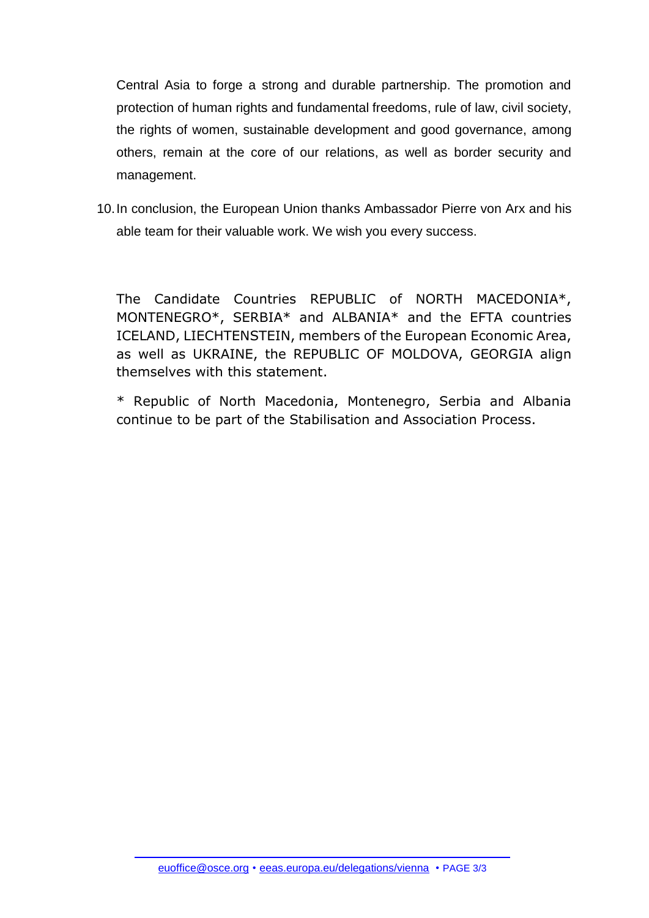Central Asia to forge a strong and durable partnership. The promotion and protection of human rights and fundamental freedoms, rule of law, civil society, the rights of women, sustainable development and good governance, among others, remain at the core of our relations, as well as border security and management.

10. In conclusion, the European Union thanks Ambassador Pierre von Arx and his able team for their valuable work. We wish you every success.

The Candidate Countries REPUBLIC of NORTH MACEDONIA*, MONTENEGRO*, SERBIA* and ALBANIA* and the EFTA countries ICELAND, LIECHTENSTEIN, members of the European Economic Area, as well as UKRAINE, the REPUBLIC OF MOLDOVA, GEORGIA align themselves with this statement.

* Republic of North Macedonia, Montenegro, Serbia and Albania continue to be part of the Stabilisation and Association Process.